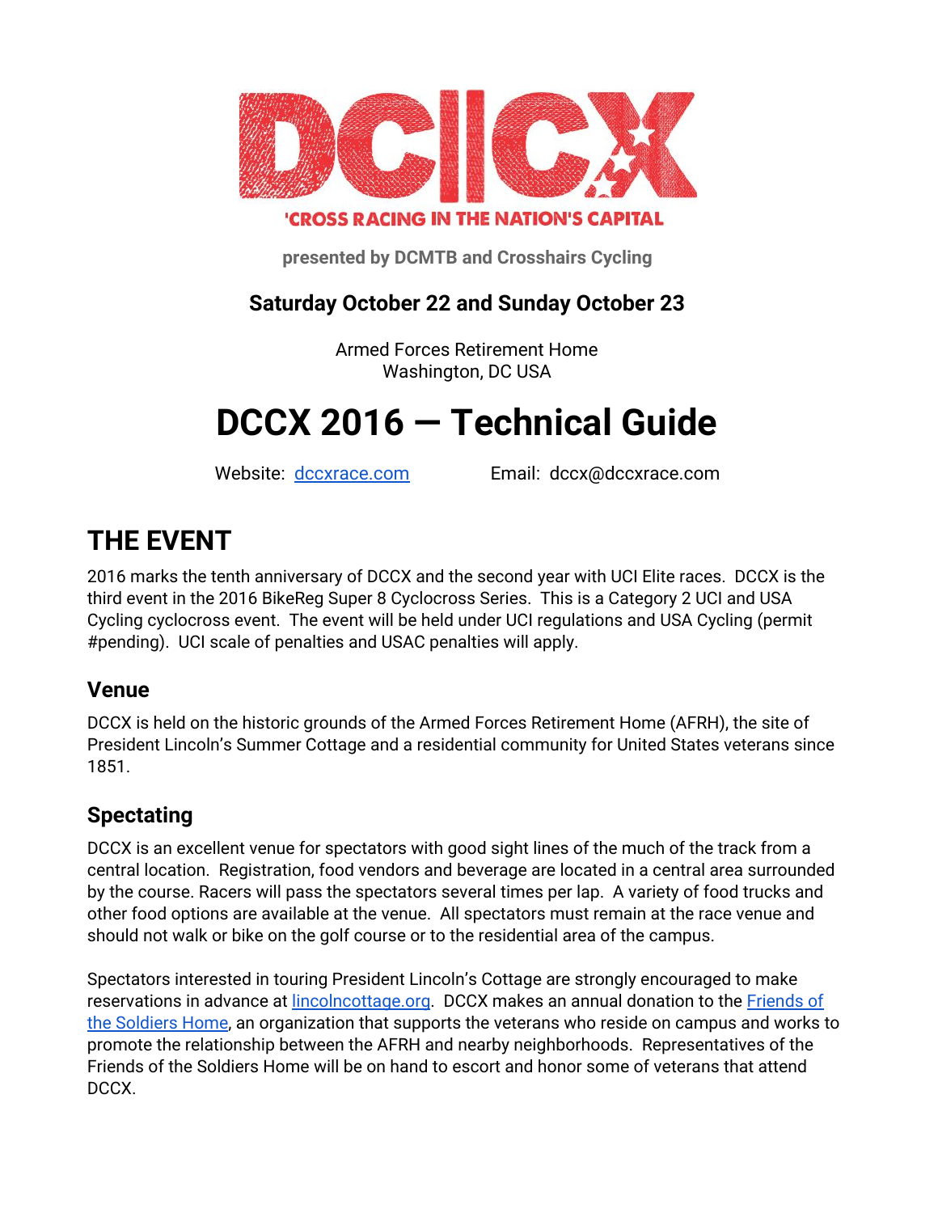# DCCX

'CROSS RACING IN THE NATION'S CAPITAL

**presented by DCMTB and Crosshairs Cycling**

**Saturday October 22 and Sunday October 23**

Armed Forces Retirement Home
Washington, DC USA

# DCCX 2016 — Technical Guide

Website: [dccxrace.com](dccxrace.com) Email: dccx@dccxrace.com

# THE EVENT

2016 marks the tenth anniversary of DCCX and the second year with UCI Elite races. DCCX is the third event in the 2016 BikeReg Super 8 Cyclocross Series. This is a Category 2 UCI and USA Cycling cyclocross event. The event will be held under UCI regulations and USA Cycling (permit #pending). UCI scale of penalties and USAC penalties will apply.

## Venue

DCCX is held on the historic grounds of the Armed Forces Retirement Home (AFRH), the site of President Lincoln's Summer Cottage and a residential community for United States veterans since 1851.

## Spectating

DCCX is an excellent venue for spectators with good sight lines of the much of the track from a central location. Registration, food vendors and beverage are located in a central area surrounded by the course. Racers will pass the spectators several times per lap. A variety of food trucks and other food options are available at the venue. All spectators must remain at the race venue and should not walk or bike on the golf course or to the residential area of the campus.

Spectators interested in touring President Lincoln's Cottage are strongly encouraged to make reservations in advance at [lincolncottage.org](lincolncottage.org). DCCX makes an annual donation to the Friends of the Soldiers Home, an organization that supports the veterans who reside on campus and works to promote the relationship between the AFRH and nearby neighborhoods. Representatives of the Friends of the Soldiers Home will be on hand to escort and honor some of veterans that attend DCCX.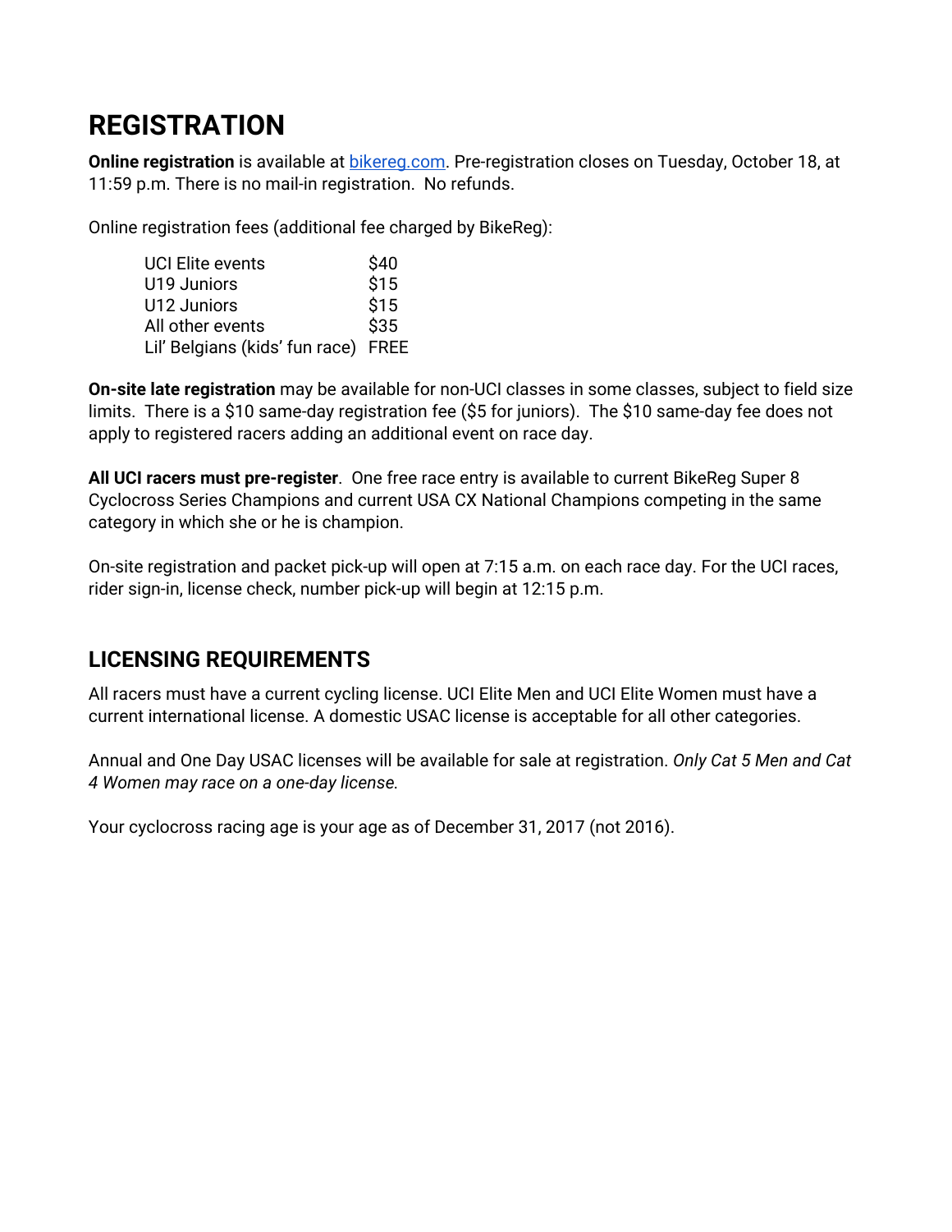# REGISTRATION

**Online registration** is available at [bikereg.com](bikereg.com). Pre-registration closes on Tuesday, October 18, at 11:59 p.m. There is no mail-in registration. No refunds.

Online registration fees (additional fee charged by BikeReg):

| | |
|---|---|
| UCI Elite events | $40 |
| U19 Juniors | $15 |
| U12 Juniors | $15 |
| All other events | $35 |
| Lil' Belgians (kids' fun race) | FREE |

**On-site late registration** may be available for non-UCI classes in some classes, subject to field size limits. There is a $10 same-day registration fee ($5 for juniors). The $10 same-day fee does not apply to registered racers adding an additional event on race day.

**All UCI racers must pre-register**. One free race entry is available to current BikeReg Super 8 Cyclocross Series Champions and current USA CX National Champions competing in the same category in which she or he is champion.

On-site registration and packet pick-up will open at 7:15 a.m. on each race day. For the UCI races, rider sign-in, license check, number pick-up will begin at 12:15 p.m.

## LICENSING REQUIREMENTS

All racers must have a current cycling license. UCI Elite Men and UCI Elite Women must have a current international license. A domestic USAC license is acceptable for all other categories.

Annual and One Day USAC licenses will be available for sale at registration. *Only Cat 5 Men and Cat 4 Women may race on a one-day license.*

Your cyclocross racing age is your age as of December 31, 2017 (not 2016).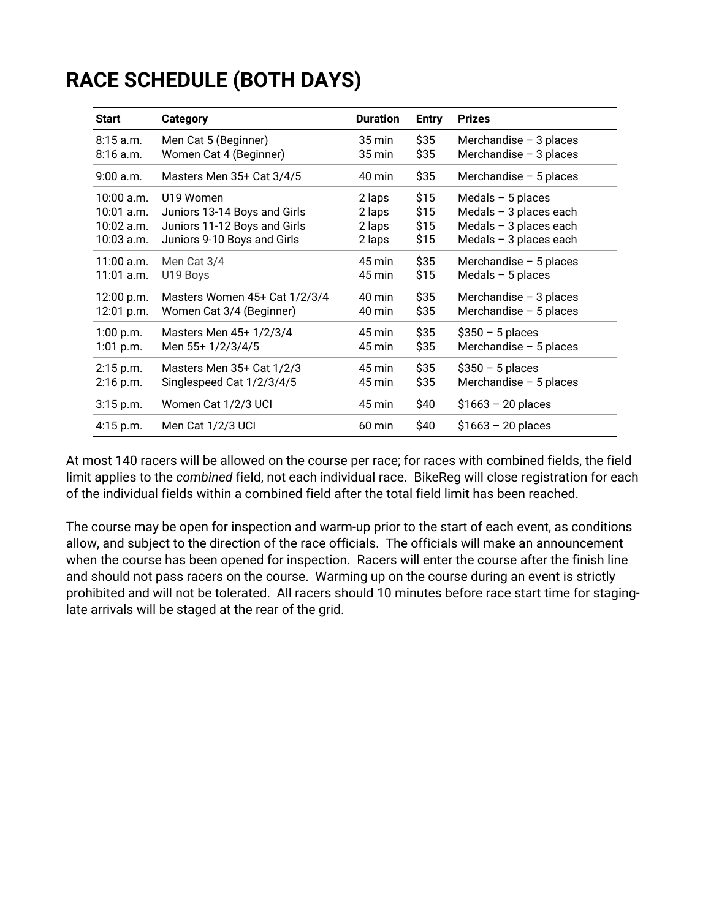# RACE SCHEDULE (BOTH DAYS)

| Start | Category | Duration | Entry | Prizes |
|---|---|---|---|---|
| 8:15 a.m. | Men Cat 5 (Beginner) | 35 min | $35 | Merchandise – 3 places |
| 8:16 a.m. | Women Cat 4 (Beginner) | 35 min | $35 | Merchandise – 3 places |
| 9:00 a.m. | Masters Men 35+ Cat 3/4/5 | 40 min | $35 | Merchandise – 5 places |
| 10:00 a.m. | U19 Women | 2 laps | $15 | Medals – 5 places |
| 10:01 a.m. | Juniors 13-14 Boys and Girls | 2 laps | $15 | Medals – 3 places each |
| 10:02 a.m. | Juniors 11-12 Boys and Girls | 2 laps | $15 | Medals – 3 places each |
| 10:03 a.m. | Juniors 9-10 Boys and Girls | 2 laps | $15 | Medals – 3 places each |
| 11:00 a.m. | Men Cat 3/4 | 45 min | $35 | Merchandise – 5 places |
| 11:01 a.m. | U19 Boys | 45 min | $15 | Medals – 5 places |
| 12:00 p.m. | Masters Women 45+ Cat 1/2/3/4 | 40 min | $35 | Merchandise – 3 places |
| 12:01 p.m. | Women Cat 3/4 (Beginner) | 40 min | $35 | Merchandise – 5 places |
| 1:00 p.m. | Masters Men 45+ 1/2/3/4 | 45 min | $35 | $350 – 5 places |
| 1:01 p.m. | Men 55+ 1/2/3/4/5 | 45 min | $35 | Merchandise – 5 places |
| 2:15 p.m. | Masters Men 35+ Cat 1/2/3 | 45 min | $35 | $350 – 5 places |
| 2:16 p.m. | Singlespeed Cat 1/2/3/4/5 | 45 min | $35 | Merchandise – 5 places |
| 3:15 p.m. | Women Cat 1/2/3 UCI | 45 min | $40 | $1663 – 20 places |
| 4:15 p.m. | Men Cat 1/2/3 UCI | 60 min | $40 | $1663 – 20 places |

At most 140 racers will be allowed on the course per race; for races with combined fields, the field limit applies to the *combined* field, not each individual race. BikeReg will close registration for each of the individual fields within a combined field after the total field limit has been reached.

The course may be open for inspection and warm-up prior to the start of each event, as conditions allow, and subject to the direction of the race officials. The officials will make an announcement when the course has been opened for inspection. Racers will enter the course after the finish line and should not pass racers on the course. Warming up on the course during an event is strictly prohibited and will not be tolerated. All racers should 10 minutes before race start time for staging- late arrivals will be staged at the rear of the grid.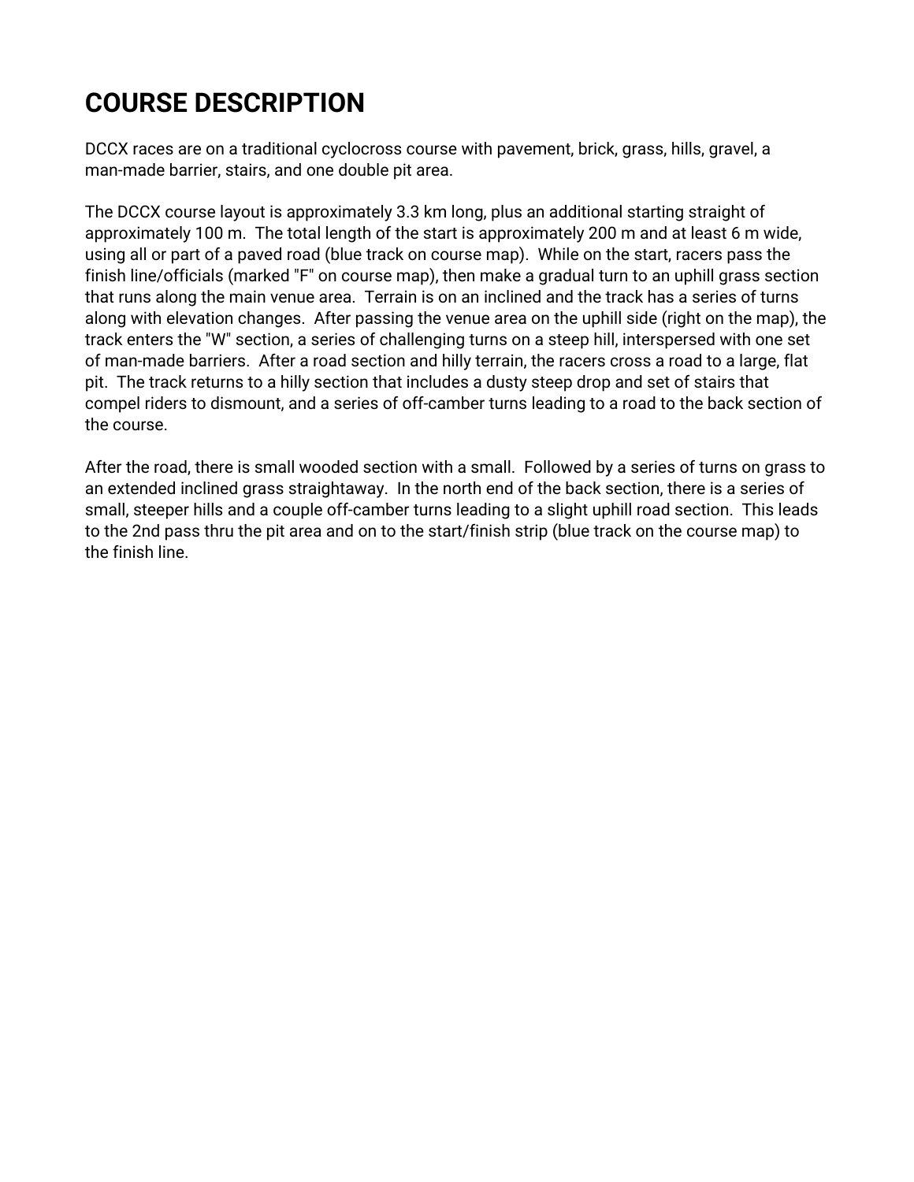# COURSE DESCRIPTION

DCCX races are on a traditional cyclocross course with pavement, brick, grass, hills, gravel, a man-made barrier, stairs, and one double pit area.

The DCCX course layout is approximately 3.3 km long, plus an additional starting straight of approximately 100 m. The total length of the start is approximately 200 m and at least 6 m wide, using all or part of a paved road (blue track on course map). While on the start, racers pass the finish line/officials (marked "F" on course map), then make a gradual turn to an uphill grass section that runs along the main venue area. Terrain is on an inclined and the track has a series of turns along with elevation changes. After passing the venue area on the uphill side (right on the map), the track enters the "W" section, a series of challenging turns on a steep hill, interspersed with one set of man-made barriers. After a road section and hilly terrain, the racers cross a road to a large, flat pit. The track returns to a hilly section that includes a dusty steep drop and set of stairs that compel riders to dismount, and a series of off-camber turns leading to a road to the back section of the course.

After the road, there is small wooded section with a small. Followed by a series of turns on grass to an extended inclined grass straightaway. In the north end of the back section, there is a series of small, steeper hills and a couple off-camber turns leading to a slight uphill road section. This leads to the 2nd pass thru the pit area and on to the start/finish strip (blue track on the course map) to the finish line.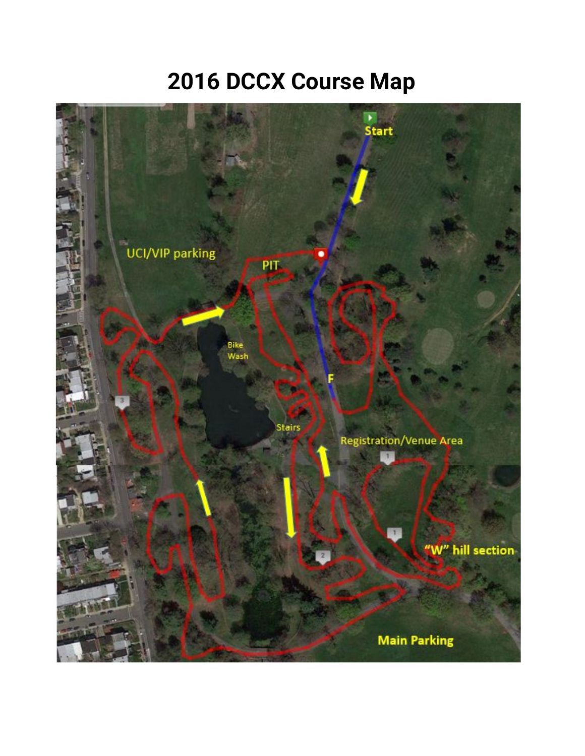# 2016 DCCX Course Map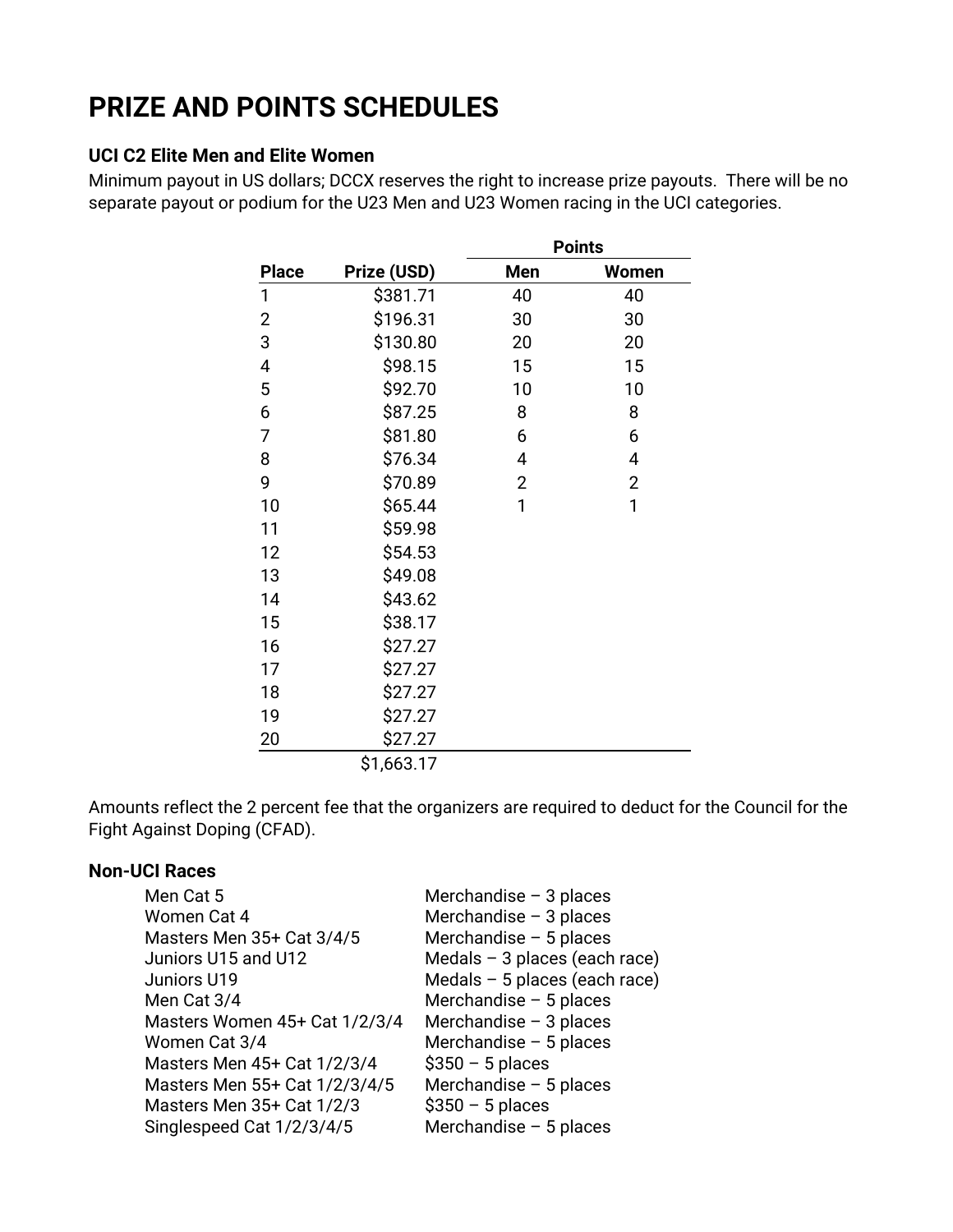# PRIZE AND POINTS SCHEDULES

### UCI C2 Elite Men and Elite Women

Minimum payout in US dollars; DCCX reserves the right to increase prize payouts. There will be no separate payout or podium for the U23 Men and U23 Women racing in the UCI categories.

| | | Points | |
|---|---|---|---|
| **Place** | **Prize (USD)** | **Men** | **Women** |
| 1 | $381.71 | 40 | 40 |
| 2 | $196.31 | 30 | 30 |
| 3 | $130.80 | 20 | 20 |
| 4 | $98.15 | 15 | 15 |
| 5 | $92.70 | 10 | 10 |
| 6 | $87.25 | 8 | 8 |
| 7 | $81.80 | 6 | 6 |
| 8 | $76.34 | 4 | 4 |
| 9 | $70.89 | 2 | 2 |
| 10 | $65.44 | 1 | 1 |
| 11 | $59.98 | | |
| 12 | $54.53 | | |
| 13 | $49.08 | | |
| 14 | $43.62 | | |
| 15 | $38.17 | | |
| 16 | $27.27 | | |
| 17 | $27.27 | | |
| 18 | $27.27 | | |
| 19 | $27.27 | | |
| 20 | $27.27 | | |
| | $1,663.17 | | |

Amounts reflect the 2 percent fee that the organizers are required to deduct for the Council for the Fight Against Doping (CFAD).

### Non-UCI Races

| | |
|---|---|
| Men Cat 5 | Merchandise – 3 places |
| Women Cat 4 | Merchandise – 3 places |
| Masters Men 35+ Cat 3/4/5 | Merchandise – 5 places |
| Juniors U15 and U12 | Medals – 3 places (each race) |
| Juniors U19 | Medals – 5 places (each race) |
| Men Cat 3/4 | Merchandise – 5 places |
| Masters Women 45+ Cat 1/2/3/4 | Merchandise – 3 places |
| Women Cat 3/4 | Merchandise – 5 places |
| Masters Men 45+ Cat 1/2/3/4 | $350 – 5 places |
| Masters Men 55+ Cat 1/2/3/4/5 | Merchandise – 5 places |
| Masters Men 35+ Cat 1/2/3 | $350 – 5 places |
| Singlespeed Cat 1/2/3/4/5 | Merchandise – 5 places |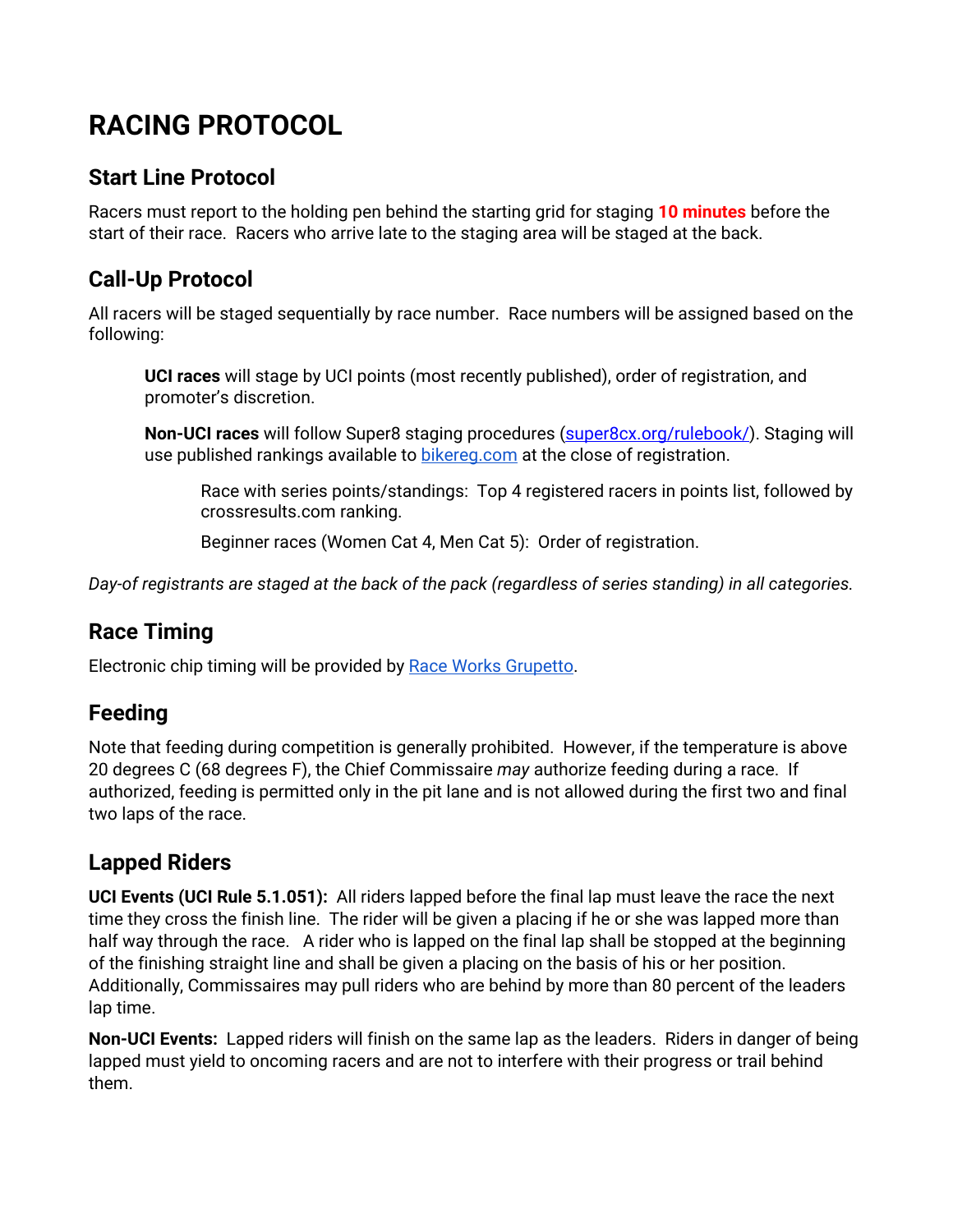# RACING PROTOCOL

## Start Line Protocol

Racers must report to the holding pen behind the starting grid for staging **10 minutes** before the start of their race. Racers who arrive late to the staging area will be staged at the back.

## Call-Up Protocol

All racers will be staged sequentially by race number. Race numbers will be assigned based on the following:

> **UCI races** will stage by UCI points (most recently published), order of registration, and promoter's discretion.
>
> **Non-UCI races** will follow Super8 staging procedures ([super8cx.org/rulebook/](super8cx.org/rulebook/)). Staging will use published rankings available to [bikereg.com](bikereg.com) at the close of registration.
>
> > Race with series points/standings: Top 4 registered racers in points list, followed by crossresults.com ranking.
> >
> > Beginner races (Women Cat 4, Men Cat 5): Order of registration.

*Day-of registrants are staged at the back of the pack (regardless of series standing) in all categories.*

## Race Timing

Electronic chip timing will be provided by [Race Works Grupetto](Race Works Grupetto).

## Feeding

Note that feeding during competition is generally prohibited. However, if the temperature is above 20 degrees C (68 degrees F), the Chief Commissaire *may* authorize feeding during a race. If authorized, feeding is permitted only in the pit lane and is not allowed during the first two and final two laps of the race.

## Lapped Riders

**UCI Events (UCI Rule 5.1.051):** All riders lapped before the final lap must leave the race the next time they cross the finish line. The rider will be given a placing if he or she was lapped more than half way through the race. A rider who is lapped on the final lap shall be stopped at the beginning of the finishing straight line and shall be given a placing on the basis of his or her position. Additionally, Commissaires may pull riders who are behind by more than 80 percent of the leaders lap time.

**Non-UCI Events:** Lapped riders will finish on the same lap as the leaders. Riders in danger of being lapped must yield to oncoming racers and are not to interfere with their progress or trail behind them.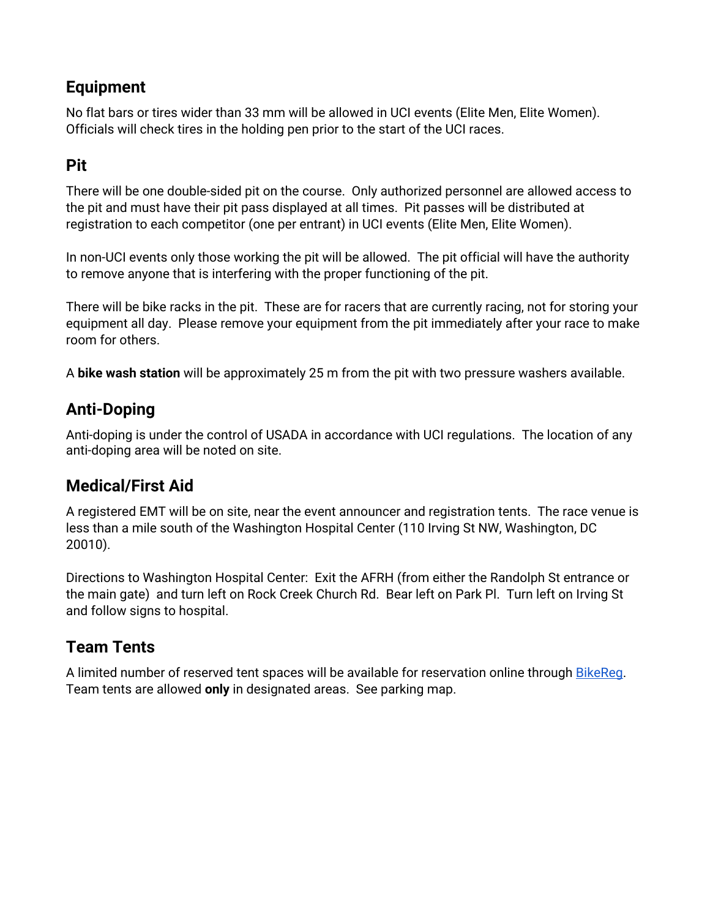## Equipment

No flat bars or tires wider than 33 mm will be allowed in UCI events (Elite Men, Elite Women). Officials will check tires in the holding pen prior to the start of the UCI races.

## Pit

There will be one double-sided pit on the course. Only authorized personnel are allowed access to the pit and must have their pit pass displayed at all times. Pit passes will be distributed at registration to each competitor (one per entrant) in UCI events (Elite Men, Elite Women).

In non-UCI events only those working the pit will be allowed. The pit official will have the authority to remove anyone that is interfering with the proper functioning of the pit.

There will be bike racks in the pit. These are for racers that are currently racing, not for storing your equipment all day. Please remove your equipment from the pit immediately after your race to make room for others.

A **bike wash station** will be approximately 25 m from the pit with two pressure washers available.

## Anti-Doping

Anti-doping is under the control of USADA in accordance with UCI regulations. The location of any anti-doping area will be noted on site.

## Medical/First Aid

A registered EMT will be on site, near the event announcer and registration tents. The race venue is less than a mile south of the Washington Hospital Center (110 Irving St NW, Washington, DC 20010).

Directions to Washington Hospital Center: Exit the AFRH (from either the Randolph St entrance or the main gate) and turn left on Rock Creek Church Rd. Bear left on Park Pl. Turn left on Irving St and follow signs to hospital.

## Team Tents

A limited number of reserved tent spaces will be available for reservation online through BikeReg. Team tents are allowed **only** in designated areas. See parking map.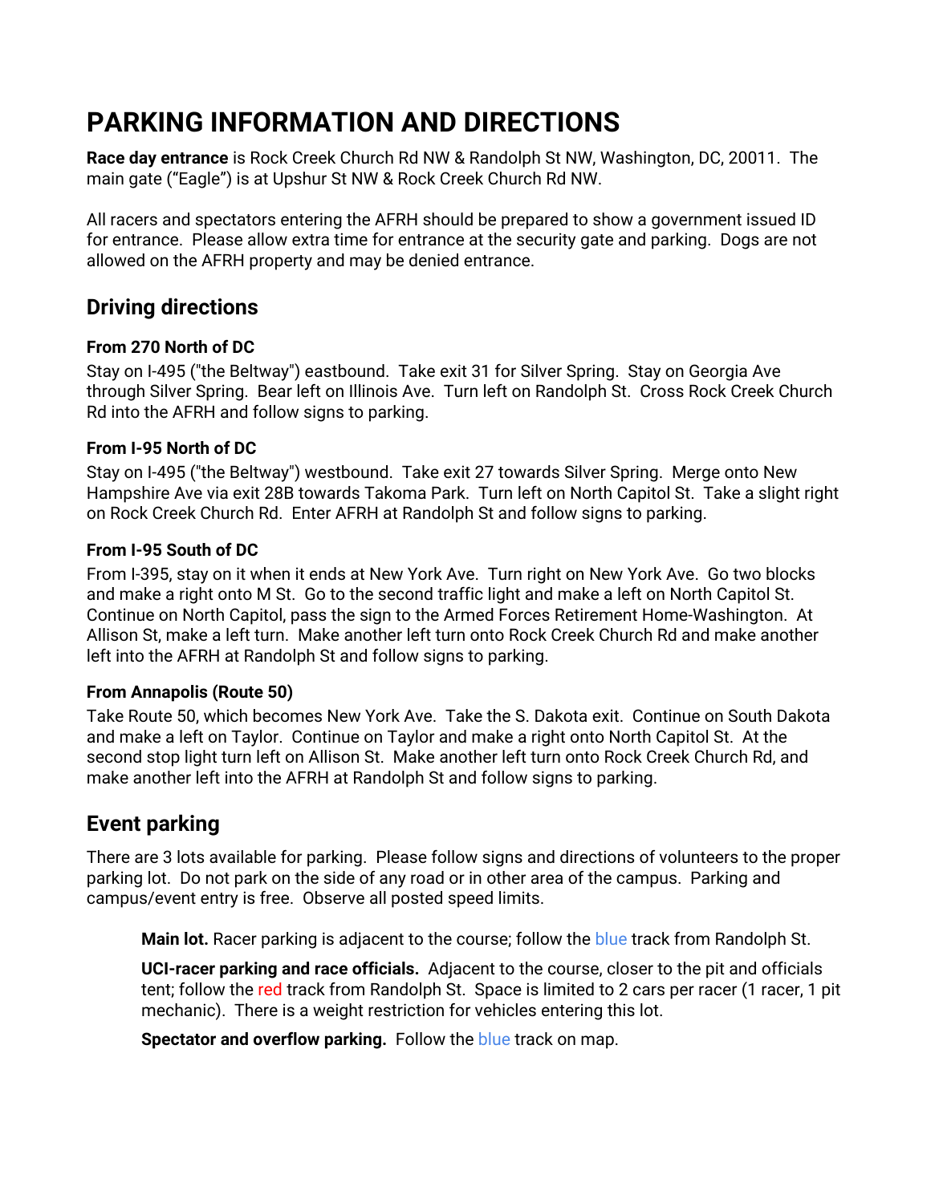# PARKING INFORMATION AND DIRECTIONS

**Race day entrance** is Rock Creek Church Rd NW & Randolph St NW, Washington, DC, 20011. The main gate ("Eagle") is at Upshur St NW & Rock Creek Church Rd NW.

All racers and spectators entering the AFRH should be prepared to show a government issued ID for entrance. Please allow extra time for entrance at the security gate and parking. Dogs are not allowed on the AFRH property and may be denied entrance.

## Driving directions

### From 270 North of DC

Stay on I-495 ("the Beltway") eastbound. Take exit 31 for Silver Spring. Stay on Georgia Ave through Silver Spring. Bear left on Illinois Ave. Turn left on Randolph St. Cross Rock Creek Church Rd into the AFRH and follow signs to parking.

### From I-95 North of DC

Stay on I-495 ("the Beltway") westbound. Take exit 27 towards Silver Spring. Merge onto New Hampshire Ave via exit 28B towards Takoma Park. Turn left on North Capitol St. Take a slight right on Rock Creek Church Rd. Enter AFRH at Randolph St and follow signs to parking.

### From I-95 South of DC

From I-395, stay on it when it ends at New York Ave. Turn right on New York Ave. Go two blocks and make a right onto M St. Go to the second traffic light and make a left on North Capitol St. Continue on North Capitol, pass the sign to the Armed Forces Retirement Home-Washington. At Allison St, make a left turn. Make another left turn onto Rock Creek Church Rd and make another left into the AFRH at Randolph St and follow signs to parking.

### From Annapolis (Route 50)

Take Route 50, which becomes New York Ave. Take the S. Dakota exit. Continue on South Dakota and make a left on Taylor. Continue on Taylor and make a right onto North Capitol St. At the second stop light turn left on Allison St. Make another left turn onto Rock Creek Church Rd, and make another left into the AFRH at Randolph St and follow signs to parking.

## Event parking

There are 3 lots available for parking. Please follow signs and directions of volunteers to the proper parking lot. Do not park on the side of any road or in other area of the campus. Parking and campus/event entry is free. Observe all posted speed limits.

**Main lot.** Racer parking is adjacent to the course; follow the blue track from Randolph St.

**UCI-racer parking and race officials.** Adjacent to the course, closer to the pit and officials tent; follow the red track from Randolph St. Space is limited to 2 cars per racer (1 racer, 1 pit mechanic). There is a weight restriction for vehicles entering this lot.

**Spectator and overflow parking.** Follow the blue track on map.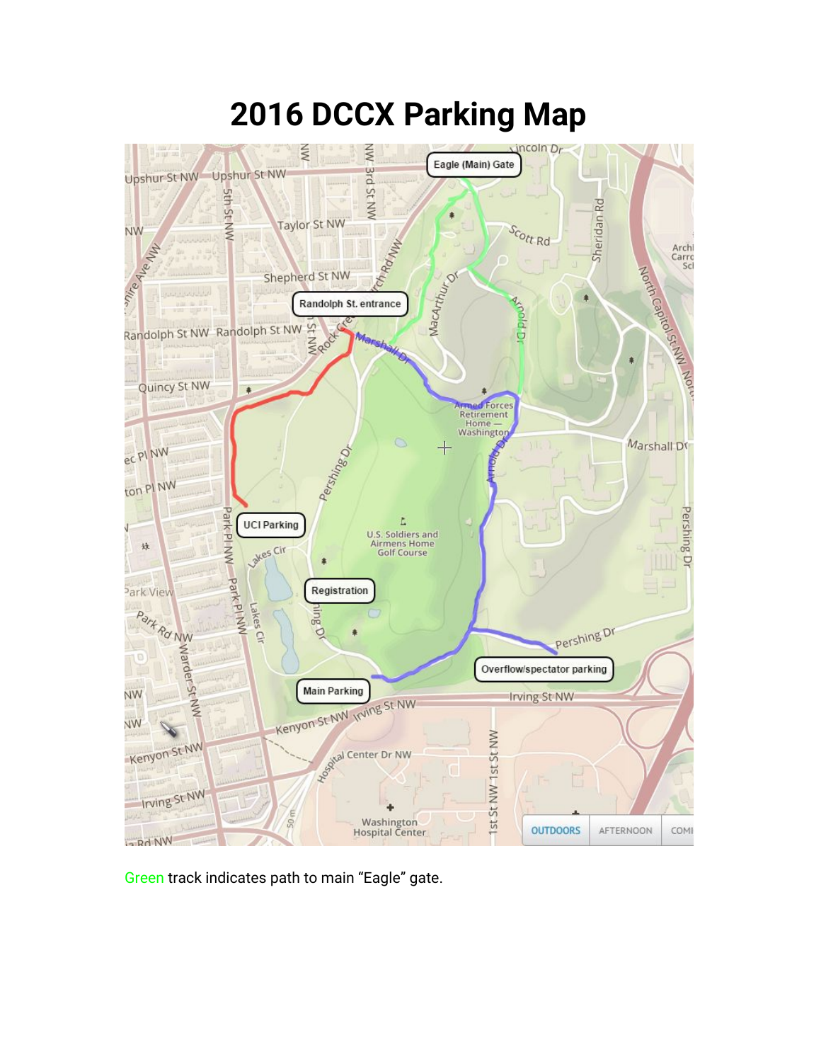# 2016 DCCX Parking Map

Green track indicates path to main "Eagle" gate.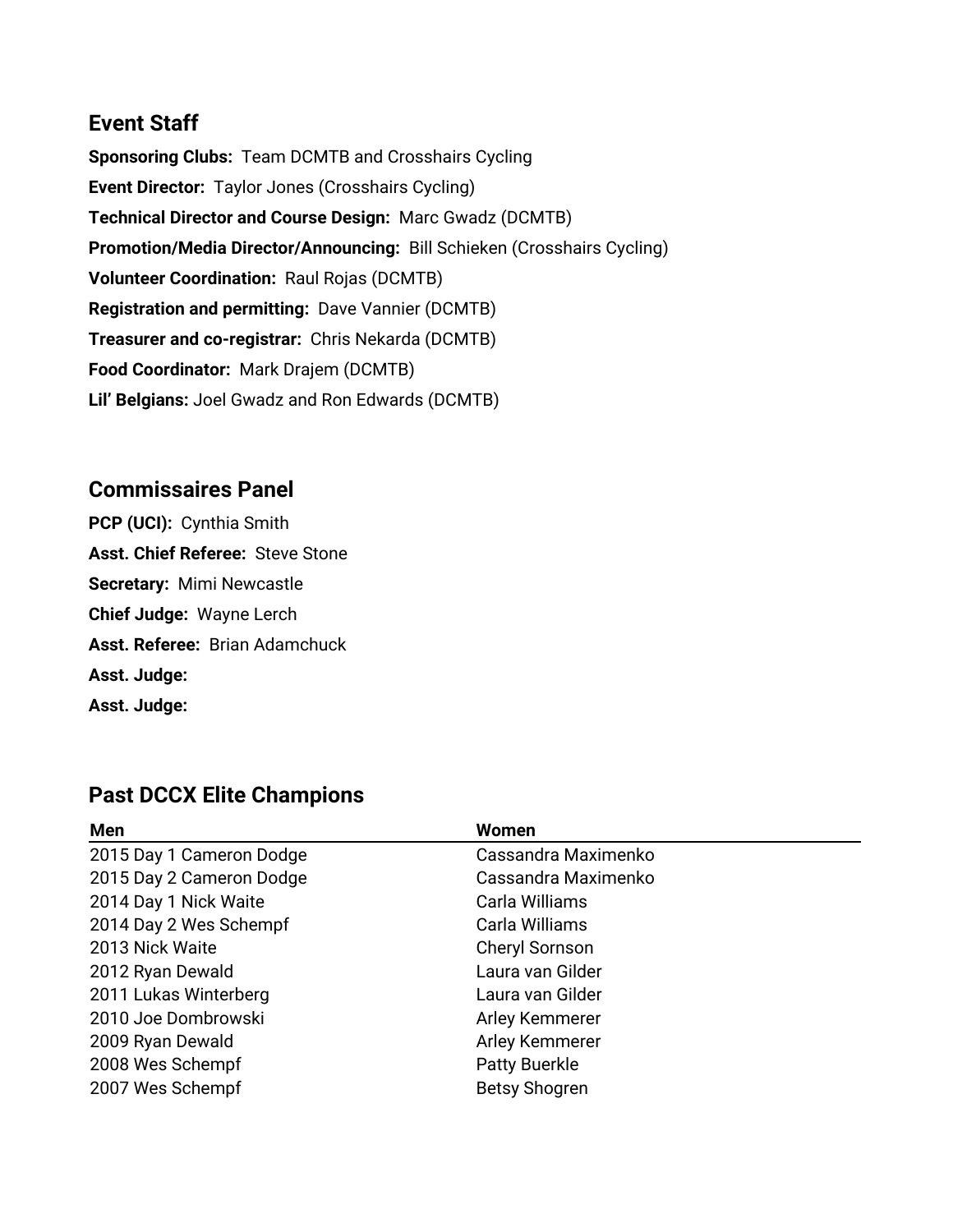## Event Staff

**Sponsoring Clubs:** Team DCMTB and Crosshairs Cycling

**Event Director:** Taylor Jones (Crosshairs Cycling)

**Technical Director and Course Design:** Marc Gwadz (DCMTB)

**Promotion/Media Director/Announcing:** Bill Schieken (Crosshairs Cycling)

**Volunteer Coordination:** Raul Rojas (DCMTB)

**Registration and permitting:** Dave Vannier (DCMTB)

**Treasurer and co-registrar:** Chris Nekarda (DCMTB)

**Food Coordinator:** Mark Drajem (DCMTB)

**Lil' Belgians:** Joel Gwadz and Ron Edwards (DCMTB)

## Commissaires Panel

**PCP (UCI):** Cynthia Smith

**Asst. Chief Referee:** Steve Stone

**Secretary:** Mimi Newcastle

**Chief Judge:** Wayne Lerch

**Asst. Referee:** Brian Adamchuck

**Asst. Judge:**

**Asst. Judge:**

## Past DCCX Elite Champions

| Men | Women |
|---|---|
| 2015 Day 1 Cameron Dodge | Cassandra Maximenko |
| 2015 Day 2 Cameron Dodge | Cassandra Maximenko |
| 2014 Day 1 Nick Waite | Carla Williams |
| 2014 Day 2 Wes Schempf | Carla Williams |
| 2013 Nick Waite | Cheryl Sornson |
| 2012 Ryan Dewald | Laura van Gilder |
| 2011 Lukas Winterberg | Laura van Gilder |
| 2010 Joe Dombrowski | Arley Kemmerer |
| 2009 Ryan Dewald | Arley Kemmerer |
| 2008 Wes Schempf | Patty Buerkle |
| 2007 Wes Schempf | Betsy Shogren |